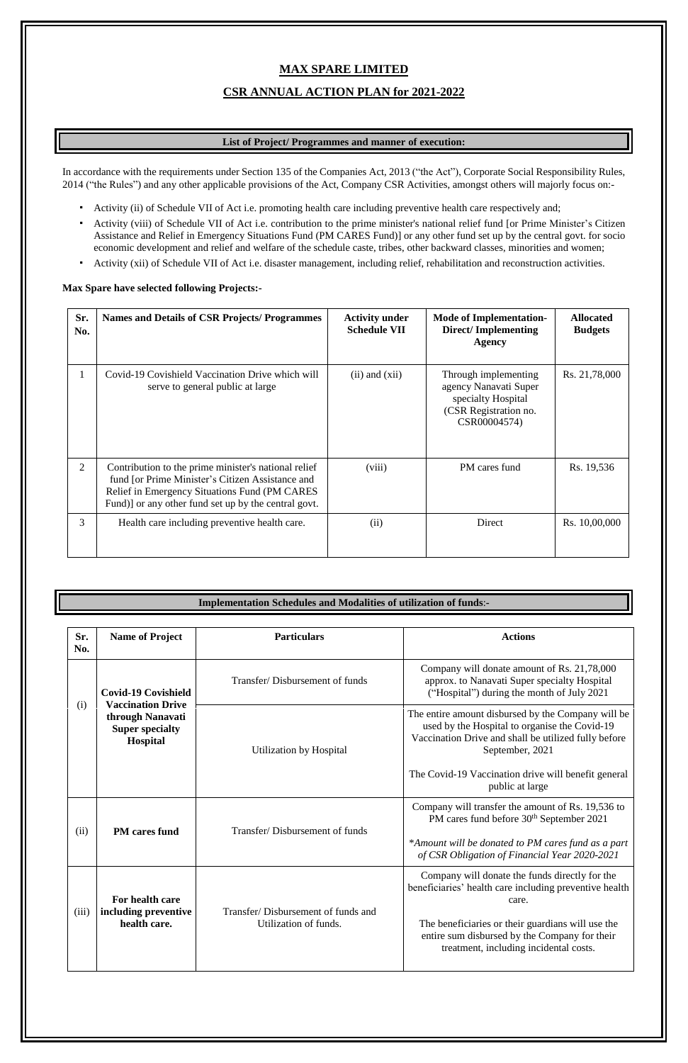# MAX SPARE LIMITED

## CSR ANNUAL ACTION PLAN for 2021-2022

### List of Project/ Programmes and manner of execution:

In accordance with the requirements under Section 135 of the Companies Act, 2013 ("the Act"), Corporate Social Responsibility Rules, 2014 ("the Rules") and any other applicable provisions of the Act, Company CSR Activities, amongst others will majorly focus on:-

- Activity (ii) of Schedule VII of Act i.e. promoting health care including preventive health care respectively and;
- Activity (viii) of Schedule VII of Act i.e. contribution to the prime minister's national relief fund [or Prime Minister's Citizen Assistance and Relief in Emergency Situations Fund (PM CARES Fund)] or any other fund set up by the central govt. for socio economic development and relief and welfare of the schedule caste, tribes, other backward classes, minorities and women;
- Activity (xii) of Schedule VII of Act i.e. disaster management, including relief, rehabilitation and reconstruction activities.

**Max Spare have selected following Projects:-**

| Sr. No. | Names and Details of CSR Projects/ Programmes | Activity under Schedule VII | Mode of Implementation- Direct/ Implementing Agency | Allocated Budgets |
|---|---|---|---|---|
| 1 | Covid-19 Covishield Vaccination Drive which will serve to general public at large | (ii) and (xii) | Through implementing agency Nanavati Super specialty Hospital (CSR Registration no. CSR00004574) | Rs. 21,78,000 |
| 2 | Contribution to the prime minister's national relief fund [or Prime Minister's Citizen Assistance and Relief in Emergency Situations Fund (PM CARES Fund)] or any other fund set up by the central govt. | (viii) | PM cares fund | Rs. 19,536 |
| 3 | Health care including preventive health care. | (ii) | Direct | Rs. 10,00,000 |

### Implementation Schedules and Modalities of utilization of funds:-

| Sr. No. | Name of Project | Particulars | Actions |
|---|---|---|---|
| (i) | **Covid-19 Covishield Vaccination Drive through Nanavati Super specialty Hospital** | Transfer/ Disbursement of funds | Company will donate amount of Rs. 21,78,000 approx. to Nanavati Super specialty Hospital ("Hospital") during the month of July 2021 |
| | | Utilization by Hospital | The entire amount disbursed by the Company will be used by the Hospital to organise the Covid-19 Vaccination Drive and shall be utilized fully before September, 2021<br><br>The Covid-19 Vaccination drive will benefit general public at large |
| (ii) | **PM cares fund** | Transfer/ Disbursement of funds | Company will transfer the amount of Rs. 19,536 to PM cares fund before 30th September 2021<br><br>*\*Amount will be donated to PM cares fund as a part of CSR Obligation of Financial Year 2020-2021* |
| (iii) | **For health care including preventive health care.** | Transfer/ Disbursement of funds and Utilization of funds. | Company will donate the funds directly for the beneficiaries' health care including preventive health care.<br><br>The beneficiaries or their guardians will use the entire sum disbursed by the Company for their treatment, including incidental costs. |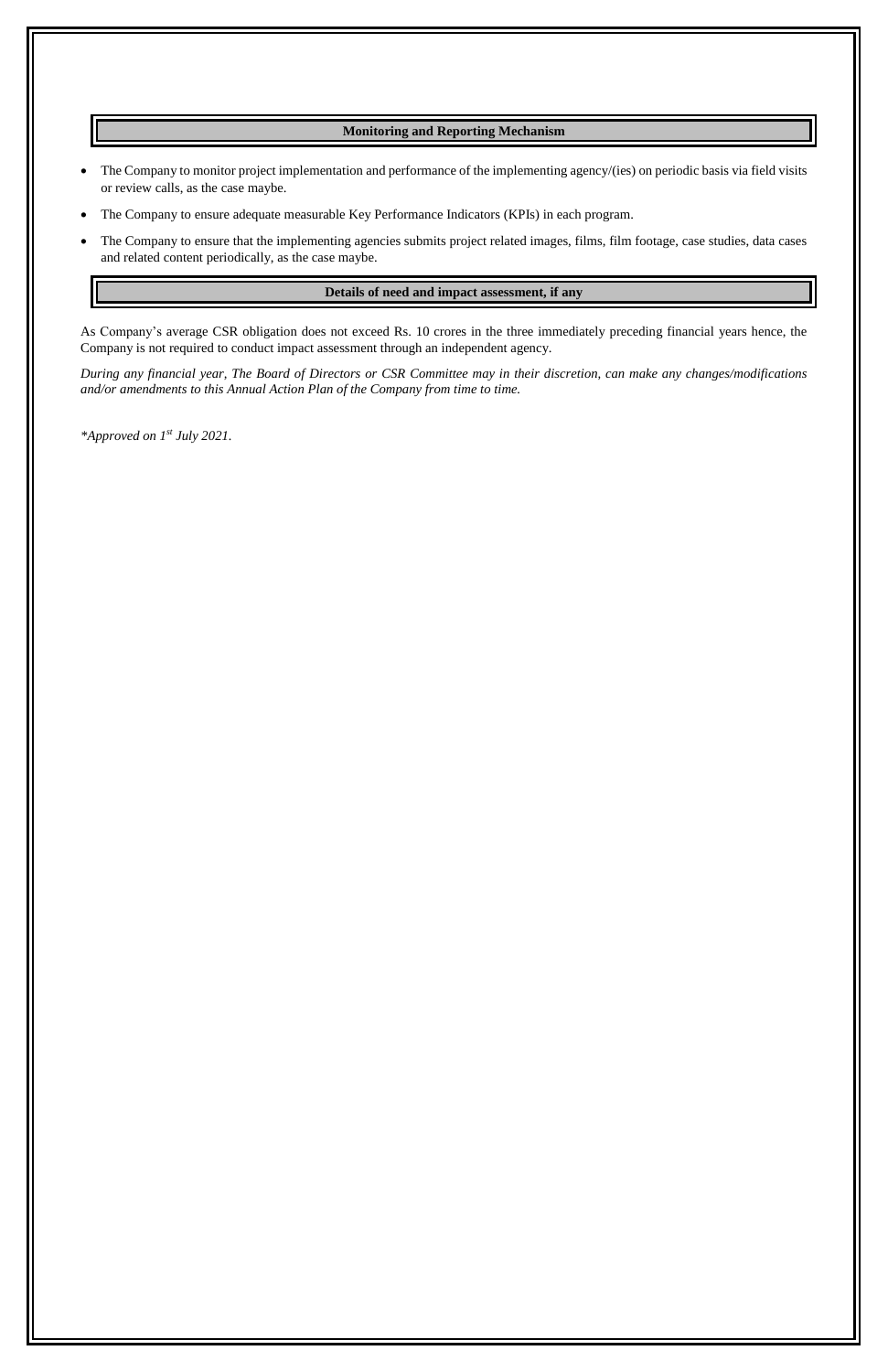## Monitoring and Reporting Mechanism

- The Company to monitor project implementation and performance of the implementing agency/(ies) on periodic basis via field visits or review calls, as the case maybe.
- The Company to ensure adequate measurable Key Performance Indicators (KPIs) in each program.
- The Company to ensure that the implementing agencies submits project related images, films, film footage, case studies, data cases and related content periodically, as the case maybe.

## Details of need and impact assessment, if any

As Company's average CSR obligation does not exceed Rs. 10 crores in the three immediately preceding financial years hence, the Company is not required to conduct impact assessment through an independent agency.

*During any financial year, The Board of Directors or CSR Committee may in their discretion, can make any changes/modifications and/or amendments to this Annual Action Plan of the Company from time to time.*

*\*Approved on 1st July 2021.*